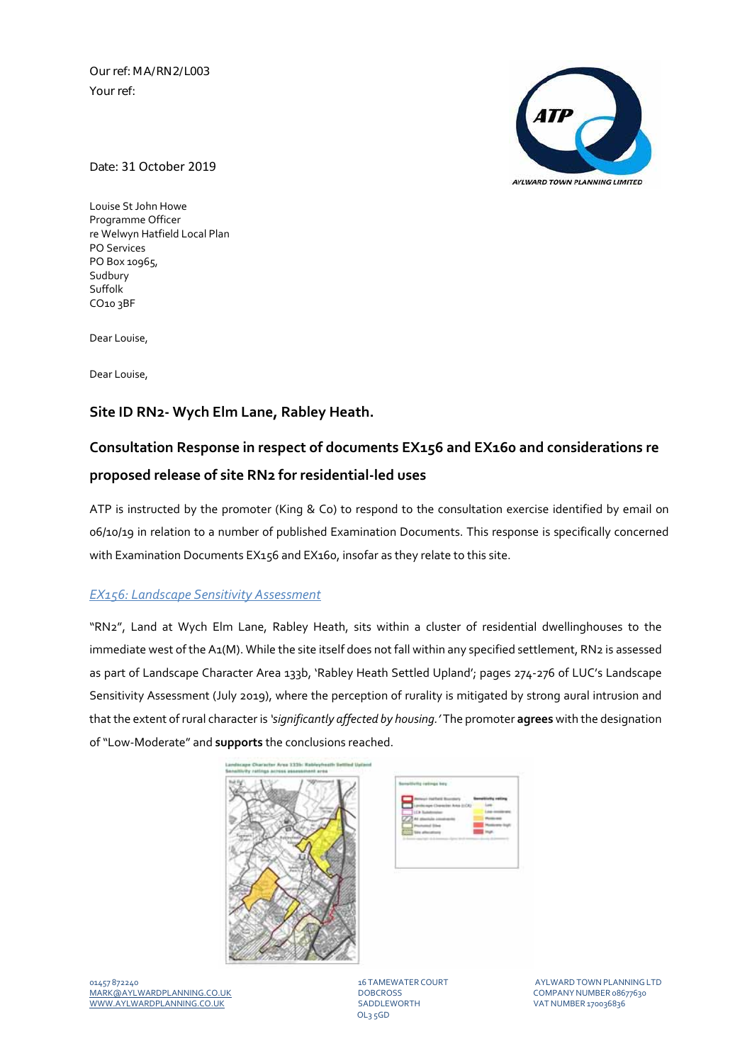Our ref: MA/RN2/L003
Your ref:

Date: 31 October 2019

Louise St John Howe
Programme Officer
re Welwyn Hatfield Local Plan
PO Services
PO Box 10965,
Sudbury
Suffolk
CO10 3BF

Dear Louise,

Dear Louise,

## Site ID RN2- Wych Elm Lane, Rabley Heath.

## Consultation Response in respect of documents EX156 and EX160 and considerations re proposed release of site RN2 for residential-led uses

ATP is instructed by the promoter (King & Co) to respond to the consultation exercise identified by email on 06/10/19 in relation to a number of published Examination Documents. This response is specifically concerned with Examination Documents EX156 and EX160, insofar as they relate to this site.

### *EX156: Landscape Sensitivity Assessment*

"RN2", Land at Wych Elm Lane, Rabley Heath, sits within a cluster of residential dwellinghouses to the immediate west of the A1(M). While the site itself does not fall within any specified settlement, RN2 is assessed as part of Landscape Character Area 133b, 'Rabley Heath Settled Upland'; pages 274-276 of LUC's Landscape Sensitivity Assessment (July 2019), where the perception of rurality is mitigated by strong aural intrusion and that the extent of rural character is '*significantly affected by housing.*' The promoter **agrees** with the designation of "Low-Moderate" and **supports** the conclusions reached.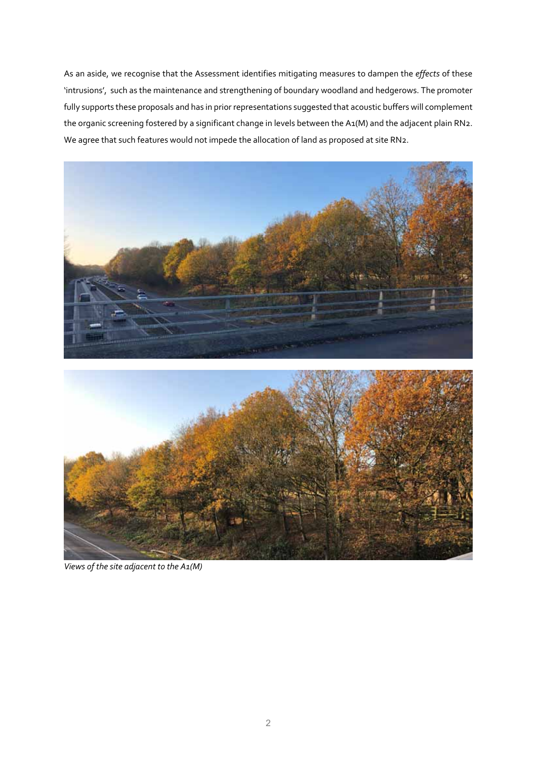As an aside, we recognise that the Assessment identifies mitigating measures to dampen the *effects* of these 'intrusions', such as the maintenance and strengthening of boundary woodland and hedgerows. The promoter fully supports these proposals and has in prior representations suggested that acoustic buffers will complement the organic screening fostered by a significant change in levels between the A1(M) and the adjacent plain RN2. We agree that such features would not impede the allocation of land as proposed at site RN2.

*Views of the site adjacent to the A1(M)*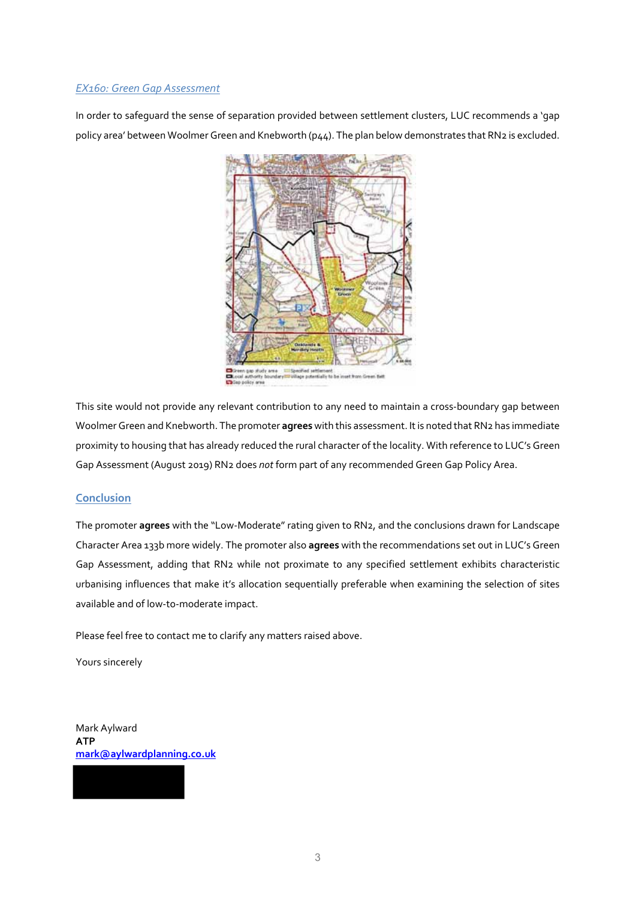*EX160: Green Gap Assessment*

In order to safeguard the sense of separation provided between settlement clusters, LUC recommends a 'gap policy area' between Woolmer Green and Knebworth (p44). The plan below demonstrates that RN2 is excluded.

This site would not provide any relevant contribution to any need to maintain a cross-boundary gap between Woolmer Green and Knebworth. The promoter **agrees** with this assessment. It is noted that RN2 has immediate proximity to housing that has already reduced the rural character of the locality. With reference to LUC's Green Gap Assessment (August 2019) RN2 does *not* form part of any recommended Green Gap Policy Area.

## Conclusion

The promoter **agrees** with the "Low-Moderate" rating given to RN2, and the conclusions drawn for Landscape Character Area 133b more widely. The promoter also **agrees** with the recommendations set out in LUC's Green Gap Assessment, adding that RN2 while not proximate to any specified settlement exhibits characteristic urbanising influences that make it's allocation sequentially preferable when examining the selection of sites available and of low-to-moderate impact.

Please feel free to contact me to clarify any matters raised above.

Yours sincerely

Mark Aylward
**ATP**
mark@aylwardplanning.co.uk